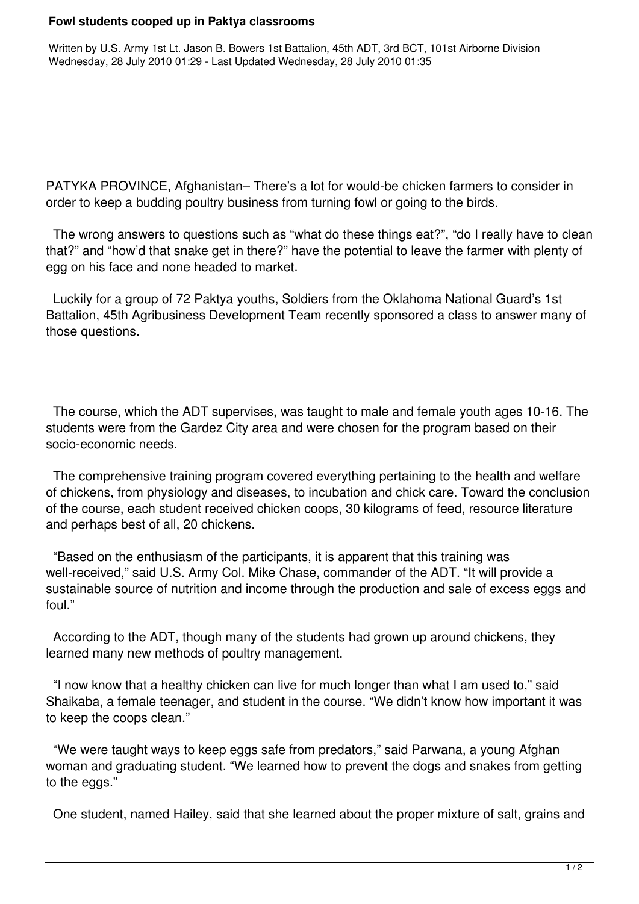# Fowl students cooped up in Paktya classrooms

Written by U.S. Army 1st Lt. Jason B. Bowers 1st Battalion, 45th ADT, 3rd BCT, 101st Airborne Division
Wednesday, 28 July 2010 01:29 - Last Updated Wednesday, 28 July 2010 01:35

PATYKA PROVINCE, Afghanistan– There's a lot for would-be chicken farmers to consider in order to keep a budding poultry business from turning fowl or going to the birds.

The wrong answers to questions such as "what do these things eat?", "do I really have to clean that?" and "how'd that snake get in there?" have the potential to leave the farmer with plenty of egg on his face and none headed to market.

Luckily for a group of 72 Paktya youths, Soldiers from the Oklahoma National Guard's 1st Battalion, 45th Agribusiness Development Team recently sponsored a class to answer many of those questions.

The course, which the ADT supervises, was taught to male and female youth ages 10-16. The students were from the Gardez City area and were chosen for the program based on their socio-economic needs.

The comprehensive training program covered everything pertaining to the health and welfare of chickens, from physiology and diseases, to incubation and chick care. Toward the conclusion of the course, each student received chicken coops, 30 kilograms of feed, resource literature and perhaps best of all, 20 chickens.

"Based on the enthusiasm of the participants, it is apparent that this training was well-received," said U.S. Army Col. Mike Chase, commander of the ADT. "It will provide a sustainable source of nutrition and income through the production and sale of excess eggs and foul."

According to the ADT, though many of the students had grown up around chickens, they learned many new methods of poultry management.

"I now know that a healthy chicken can live for much longer than what I am used to," said Shaikaba, a female teenager, and student in the course. "We didn't know how important it was to keep the coops clean."

"We were taught ways to keep eggs safe from predators," said Parwana, a young Afghan woman and graduating student. "We learned how to prevent the dogs and snakes from getting to the eggs."

One student, named Hailey, said that she learned about the proper mixture of salt, grains and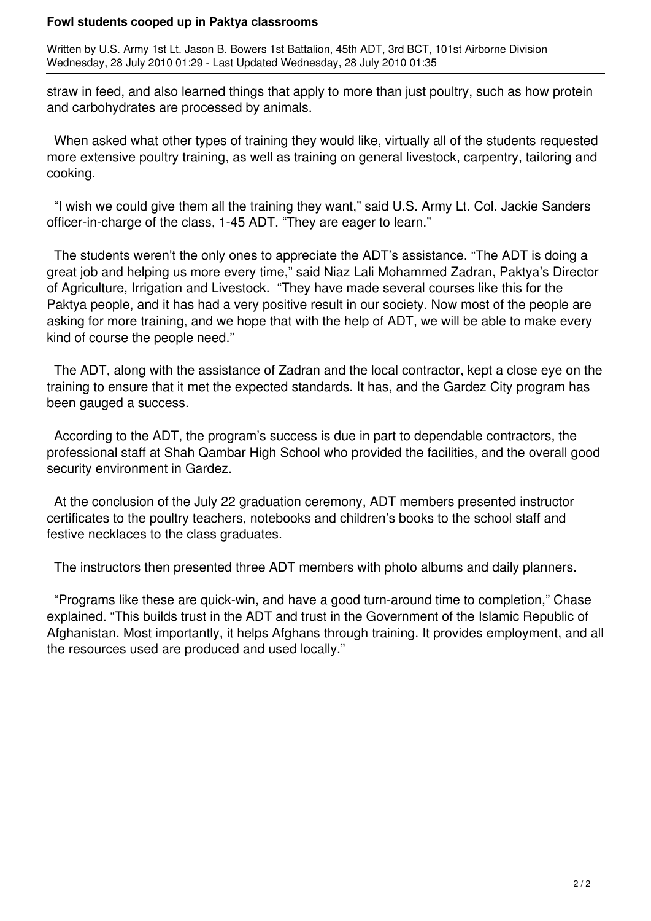straw in feed, and also learned things that apply to more than just poultry, such as how protein and carbohydrates are processed by animals.

When asked what other types of training they would like, virtually all of the students requested more extensive poultry training, as well as training on general livestock, carpentry, tailoring and cooking.

"I wish we could give them all the training they want," said U.S. Army Lt. Col. Jackie Sanders officer-in-charge of the class, 1-45 ADT. "They are eager to learn."

The students weren't the only ones to appreciate the ADT's assistance. "The ADT is doing a great job and helping us more every time," said Niaz Lali Mohammed Zadran, Paktya's Director of Agriculture, Irrigation and Livestock. "They have made several courses like this for the Paktya people, and it has had a very positive result in our society. Now most of the people are asking for more training, and we hope that with the help of ADT, we will be able to make every kind of course the people need."

The ADT, along with the assistance of Zadran and the local contractor, kept a close eye on the training to ensure that it met the expected standards. It has, and the Gardez City program has been gauged a success.

According to the ADT, the program's success is due in part to dependable contractors, the professional staff at Shah Qambar High School who provided the facilities, and the overall good security environment in Gardez.

At the conclusion of the July 22 graduation ceremony, ADT members presented instructor certificates to the poultry teachers, notebooks and children's books to the school staff and festive necklaces to the class graduates.

The instructors then presented three ADT members with photo albums and daily planners.

"Programs like these are quick-win, and have a good turn-around time to completion," Chase explained. "This builds trust in the ADT and trust in the Government of the Islamic Republic of Afghanistan. Most importantly, it helps Afghans through training. It provides employment, and all the resources used are produced and used locally."